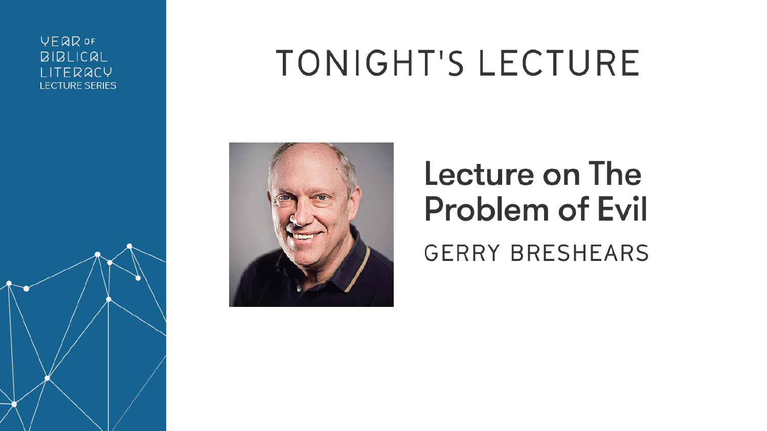YEAR OF
BIBLICAL
LITERACY
LECTURE SERIES

# TONIGHT'S LECTURE

## Lecture on The Problem of Evil

GERRY BRESHEARS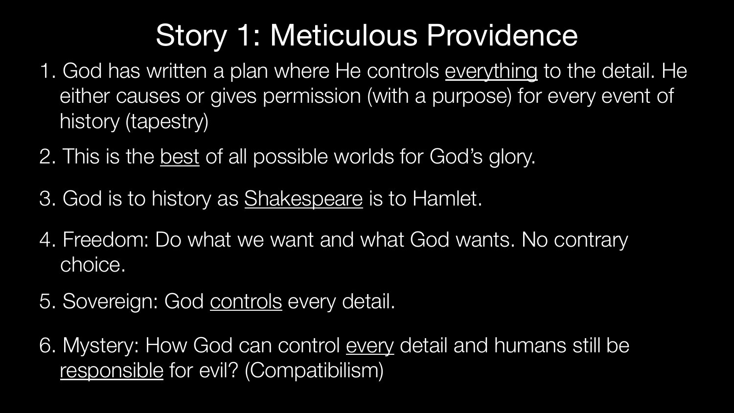# Story 1: Meticulous Providence

1. God has written a plan where He controls <u>everything</u> to the detail. He either causes or gives permission (with a purpose) for every event of history (tapestry)
2. This is the <u>best</u> of all possible worlds for God's glory.
3. God is to history as <u>Shakespeare</u> is to Hamlet.
4. Freedom: Do what we want and what God wants. No contrary choice.
5. Sovereign: God <u>controls</u> every detail.
6. Mystery: How God can control <u>every</u> detail and humans still be <u>responsible</u> for evil? (Compatibilism)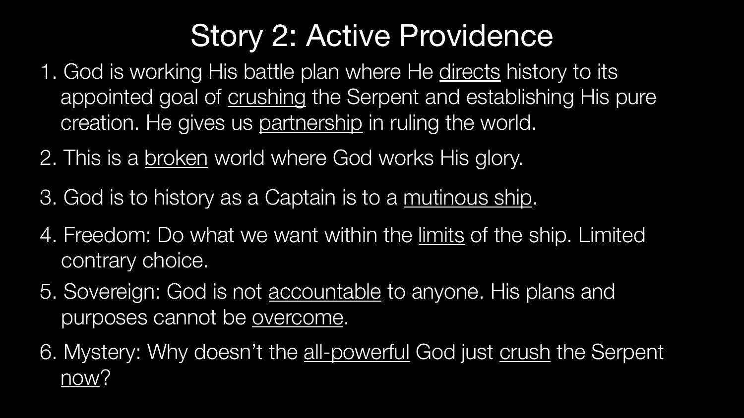# Story 2: Active Providence

1. God is working His battle plan where He directs history to its appointed goal of crushing the Serpent and establishing His pure creation. He gives us partnership in ruling the world.
2. This is a broken world where God works His glory.
3. God is to history as a Captain is to a mutinous ship.
4. Freedom: Do what we want within the limits of the ship. Limited contrary choice.
5. Sovereign: God is not accountable to anyone. His plans and purposes cannot be overcome.
6. Mystery: Why doesn't the all-powerful God just crush the Serpent now?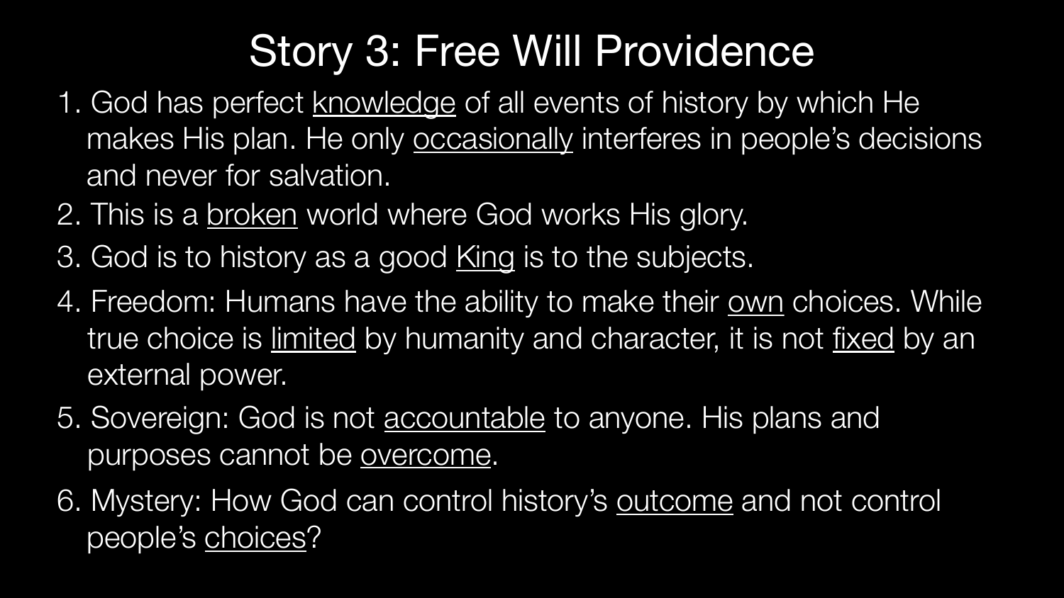# Story 3: Free Will Providence

1. God has perfect <u>knowledge</u> of all events of history by which He makes His plan. He only <u>occasionally</u> interferes in people's decisions and never for salvation.
2. This is a <u>broken</u> world where God works His glory.
3. God is to history as a good <u>King</u> is to the subjects.
4. Freedom: Humans have the ability to make their <u>own</u> choices. While true choice is <u>limited</u> by humanity and character, it is not <u>fixed</u> by an external power.
5. Sovereign: God is not <u>accountable</u> to anyone. His plans and purposes cannot be <u>overcome</u>.
6. Mystery: How God can control history's <u>outcome</u> and not control people's <u>choices</u>?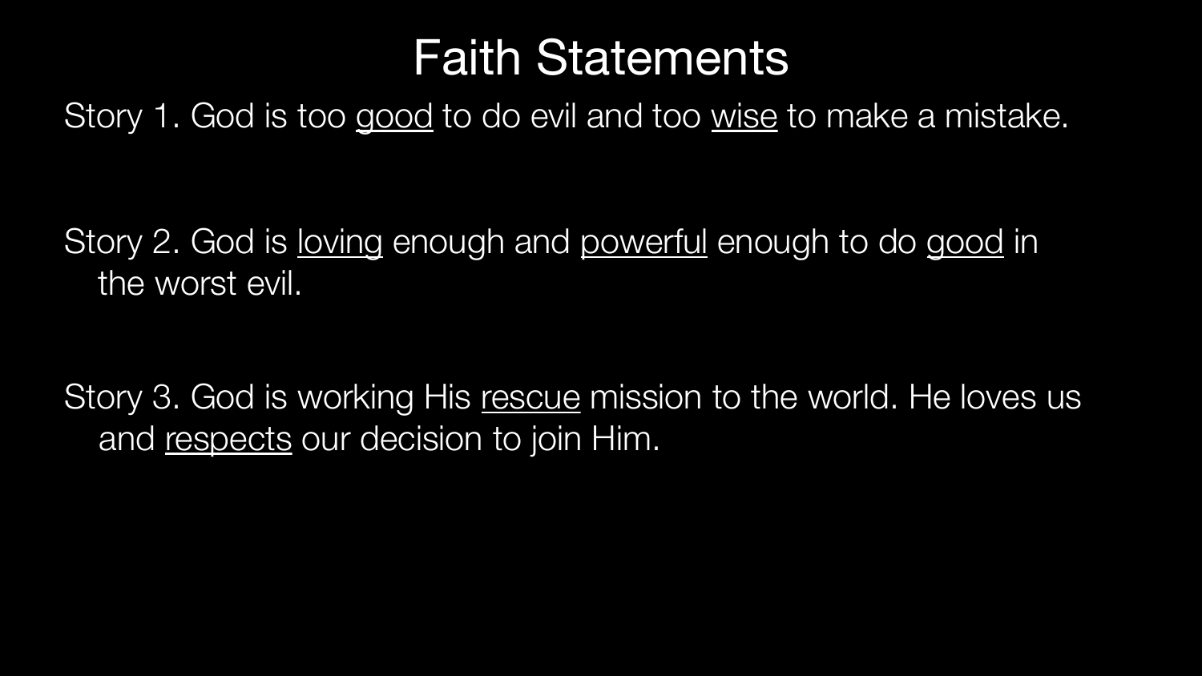# Faith Statements

Story 1. God is too good to do evil and too wise to make a mistake.

Story 2. God is loving enough and powerful enough to do good in the worst evil.

Story 3. God is working His rescue mission to the world. He loves us and respects our decision to join Him.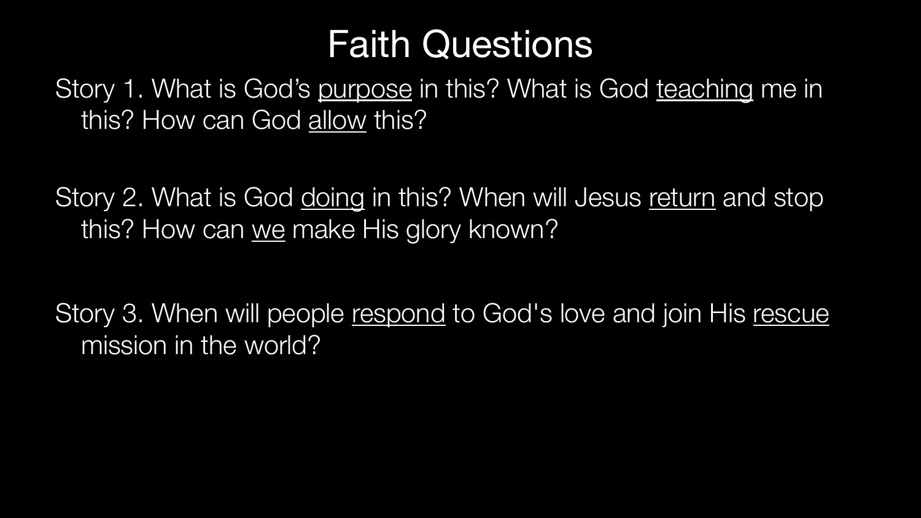# Faith Questions

Story 1. What is God's <u>purpose</u> in this? What is God <u>teaching</u> me in this? How can God <u>allow</u> this?

Story 2. What is God <u>doing</u> in this? When will Jesus <u>return</u> and stop this? How can <u>we</u> make His glory known?

Story 3. When will people <u>respond</u> to God's love and join His <u>rescue</u> mission in the world?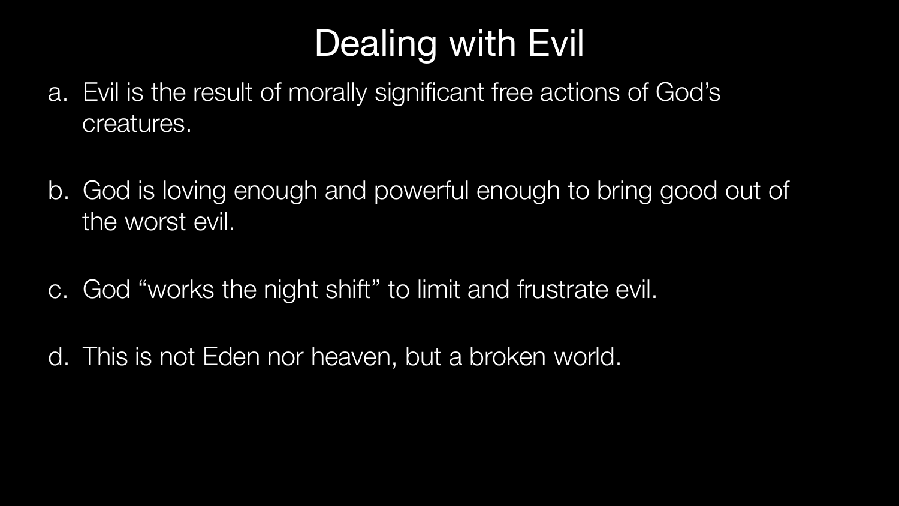# Dealing with Evil

a. Evil is the result of morally significant free actions of God’s creatures.

b. God is loving enough and powerful enough to bring good out of the worst evil.

c. God “works the night shift” to limit and frustrate evil.

d. This is not Eden nor heaven, but a broken world.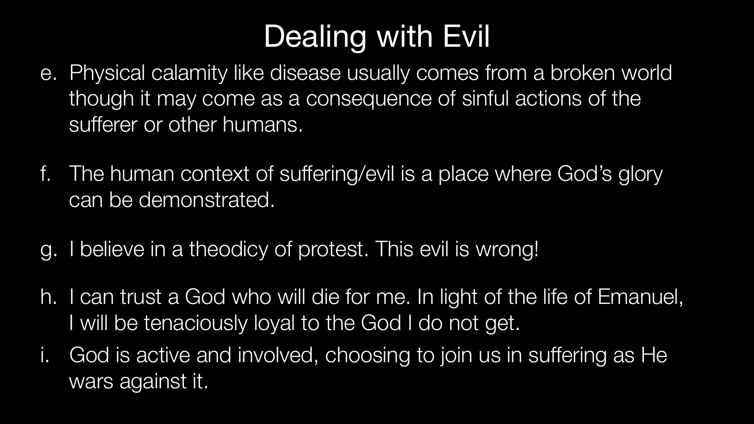# Dealing with Evil

e. Physical calamity like disease usually comes from a broken world though it may come as a consequence of sinful actions of the sufferer or other humans.

f. The human context of suffering/evil is a place where God's glory can be demonstrated.

g. I believe in a theodicy of protest. This evil is wrong!

h. I can trust a God who will die for me. In light of the life of Emanuel, I will be tenaciously loyal to the God I do not get.

i. God is active and involved, choosing to join us in suffering as He wars against it.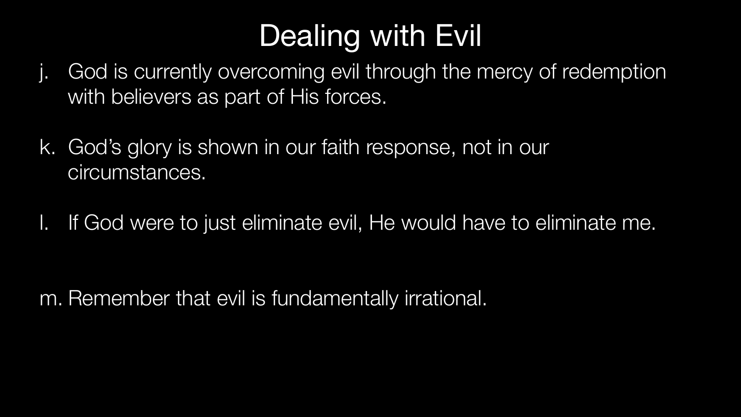# Dealing with Evil

j. God is currently overcoming evil through the mercy of redemption with believers as part of His forces.

k. God's glory is shown in our faith response, not in our circumstances.

l. If God were to just eliminate evil, He would have to eliminate me.

m. Remember that evil is fundamentally irrational.